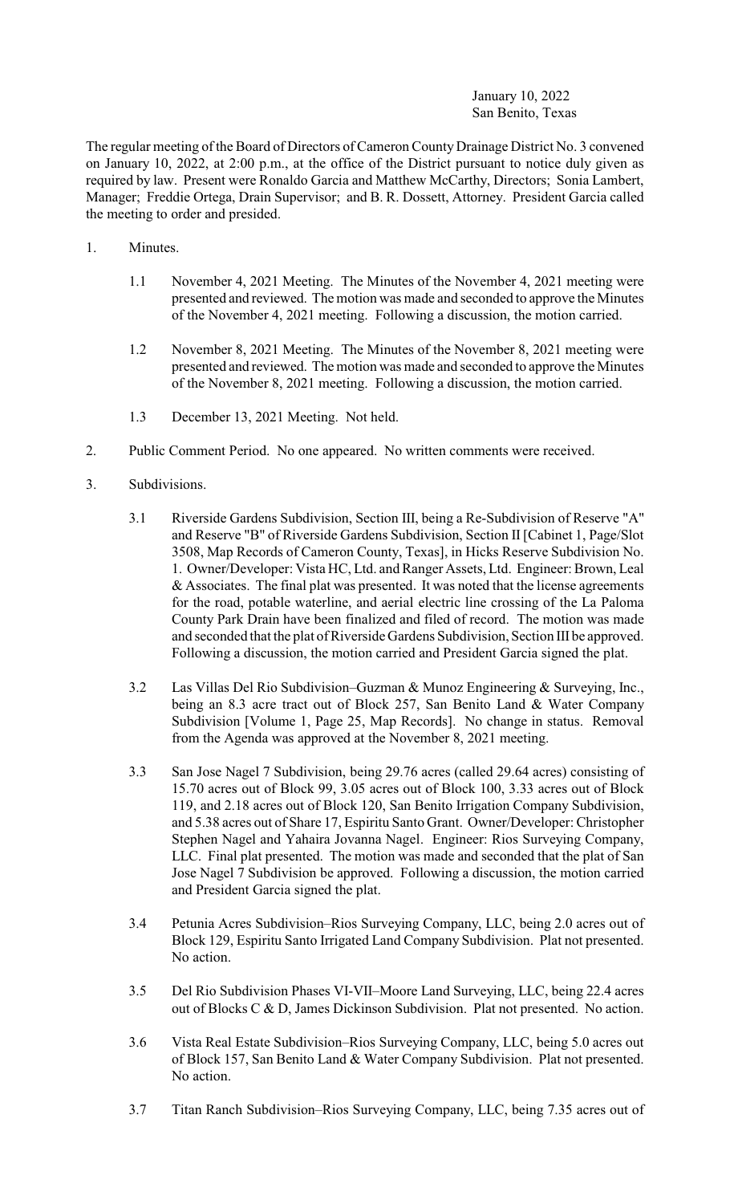January 10, 2022
San Benito, Texas

The regular meeting of the Board of Directors of Cameron County Drainage District No. 3 convened on January 10, 2022, at 2:00 p.m., at the office of the District pursuant to notice duly given as required by law. Present were Ronaldo Garcia and Matthew McCarthy, Directors; Sonia Lambert, Manager; Freddie Ortega, Drain Supervisor; and B. R. Dossett, Attorney. President Garcia called the meeting to order and presided.

1. Minutes.

   1.1 November 4, 2021 Meeting. The Minutes of the November 4, 2021 meeting were presented and reviewed. The motion was made and seconded to approve the Minutes of the November 4, 2021 meeting. Following a discussion, the motion carried.

   1.2 November 8, 2021 Meeting. The Minutes of the November 8, 2021 meeting were presented and reviewed. The motion was made and seconded to approve the Minutes of the November 8, 2021 meeting. Following a discussion, the motion carried.

   1.3 December 13, 2021 Meeting. Not held.

2. Public Comment Period. No one appeared. No written comments were received.

3. Subdivisions.

   3.1 Riverside Gardens Subdivision, Section III, being a Re-Subdivision of Reserve "A" and Reserve "B" of Riverside Gardens Subdivision, Section II [Cabinet 1, Page/Slot 3508, Map Records of Cameron County, Texas], in Hicks Reserve Subdivision No. 1. Owner/Developer: Vista HC, Ltd. and Ranger Assets, Ltd. Engineer: Brown, Leal & Associates. The final plat was presented. It was noted that the license agreements for the road, potable waterline, and aerial electric line crossing of the La Paloma County Park Drain have been finalized and filed of record. The motion was made and seconded that the plat of Riverside Gardens Subdivision, Section III be approved. Following a discussion, the motion carried and President Garcia signed the plat.

   3.2 Las Villas Del Rio Subdivision–Guzman & Munoz Engineering & Surveying, Inc., being an 8.3 acre tract out of Block 257, San Benito Land & Water Company Subdivision [Volume 1, Page 25, Map Records]. No change in status. Removal from the Agenda was approved at the November 8, 2021 meeting.

   3.3 San Jose Nagel 7 Subdivision, being 29.76 acres (called 29.64 acres) consisting of 15.70 acres out of Block 99, 3.05 acres out of Block 100, 3.33 acres out of Block 119, and 2.18 acres out of Block 120, San Benito Irrigation Company Subdivision, and 5.38 acres out of Share 17, Espiritu Santo Grant. Owner/Developer: Christopher Stephen Nagel and Yahaira Jovanna Nagel. Engineer: Rios Surveying Company, LLC. Final plat presented. The motion was made and seconded that the plat of San Jose Nagel 7 Subdivision be approved. Following a discussion, the motion carried and President Garcia signed the plat.

   3.4 Petunia Acres Subdivision–Rios Surveying Company, LLC, being 2.0 acres out of Block 129, Espiritu Santo Irrigated Land Company Subdivision. Plat not presented. No action.

   3.5 Del Rio Subdivision Phases VI-VII–Moore Land Surveying, LLC, being 22.4 acres out of Blocks C & D, James Dickinson Subdivision. Plat not presented. No action.

   3.6 Vista Real Estate Subdivision–Rios Surveying Company, LLC, being 5.0 acres out of Block 157, San Benito Land & Water Company Subdivision. Plat not presented. No action.

   3.7 Titan Ranch Subdivision–Rios Surveying Company, LLC, being 7.35 acres out of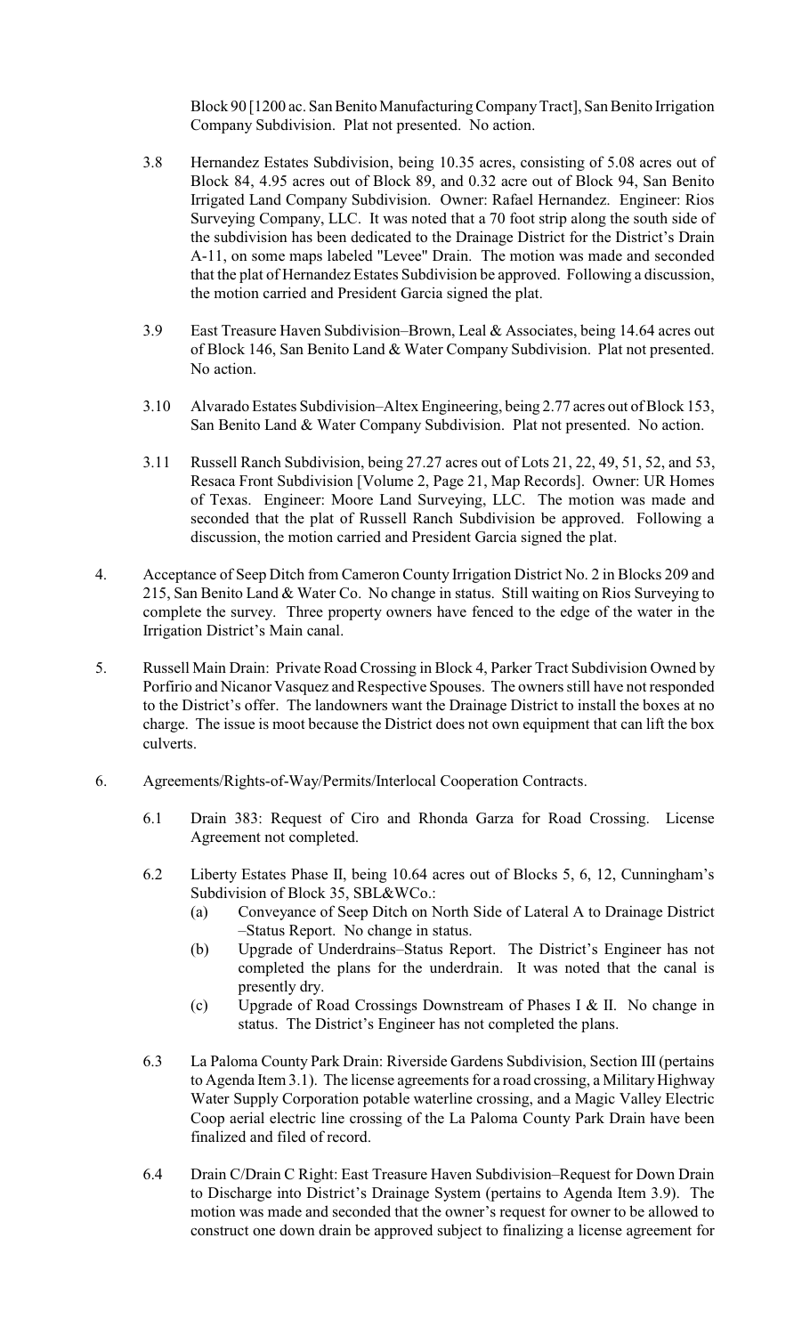Block 90 [1200 ac. San Benito Manufacturing Company Tract], San Benito Irrigation Company Subdivision. Plat not presented. No action.

3.8 Hernandez Estates Subdivision, being 10.35 acres, consisting of 5.08 acres out of Block 84, 4.95 acres out of Block 89, and 0.32 acre out of Block 94, San Benito Irrigated Land Company Subdivision. Owner: Rafael Hernandez. Engineer: Rios Surveying Company, LLC. It was noted that a 70 foot strip along the south side of the subdivision has been dedicated to the Drainage District for the District's Drain A-11, on some maps labeled "Levee" Drain. The motion was made and seconded that the plat of Hernandez Estates Subdivision be approved. Following a discussion, the motion carried and President Garcia signed the plat.

3.9 East Treasure Haven Subdivision–Brown, Leal & Associates, being 14.64 acres out of Block 146, San Benito Land & Water Company Subdivision. Plat not presented. No action.

3.10 Alvarado Estates Subdivision–Altex Engineering, being 2.77 acres out of Block 153, San Benito Land & Water Company Subdivision. Plat not presented. No action.

3.11 Russell Ranch Subdivision, being 27.27 acres out of Lots 21, 22, 49, 51, 52, and 53, Resaca Front Subdivision [Volume 2, Page 21, Map Records]. Owner: UR Homes of Texas. Engineer: Moore Land Surveying, LLC. The motion was made and seconded that the plat of Russell Ranch Subdivision be approved. Following a discussion, the motion carried and President Garcia signed the plat.

4. Acceptance of Seep Ditch from Cameron County Irrigation District No. 2 in Blocks 209 and 215, San Benito Land & Water Co. No change in status. Still waiting on Rios Surveying to complete the survey. Three property owners have fenced to the edge of the water in the Irrigation District's Main canal.

5. Russell Main Drain: Private Road Crossing in Block 4, Parker Tract Subdivision Owned by Porfirio and Nicanor Vasquez and Respective Spouses. The owners still have not responded to the District's offer. The landowners want the Drainage District to install the boxes at no charge. The issue is moot because the District does not own equipment that can lift the box culverts.

6. Agreements/Rights-of-Way/Permits/Interlocal Cooperation Contracts.

6.1 Drain 383: Request of Ciro and Rhonda Garza for Road Crossing. License Agreement not completed.

6.2 Liberty Estates Phase II, being 10.64 acres out of Blocks 5, 6, 12, Cunningham's Subdivision of Block 35, SBL&WCo.:

(a) Conveyance of Seep Ditch on North Side of Lateral A to Drainage District –Status Report. No change in status.

(b) Upgrade of Underdrains–Status Report. The District's Engineer has not completed the plans for the underdrain. It was noted that the canal is presently dry.

(c) Upgrade of Road Crossings Downstream of Phases I & II. No change in status. The District's Engineer has not completed the plans.

6.3 La Paloma County Park Drain: Riverside Gardens Subdivision, Section III (pertains to Agenda Item 3.1). The license agreements for a road crossing, a Military Highway Water Supply Corporation potable waterline crossing, and a Magic Valley Electric Coop aerial electric line crossing of the La Paloma County Park Drain have been finalized and filed of record.

6.4 Drain C/Drain C Right: East Treasure Haven Subdivision–Request for Down Drain to Discharge into District's Drainage System (pertains to Agenda Item 3.9). The motion was made and seconded that the owner's request for owner to be allowed to construct one down drain be approved subject to finalizing a license agreement for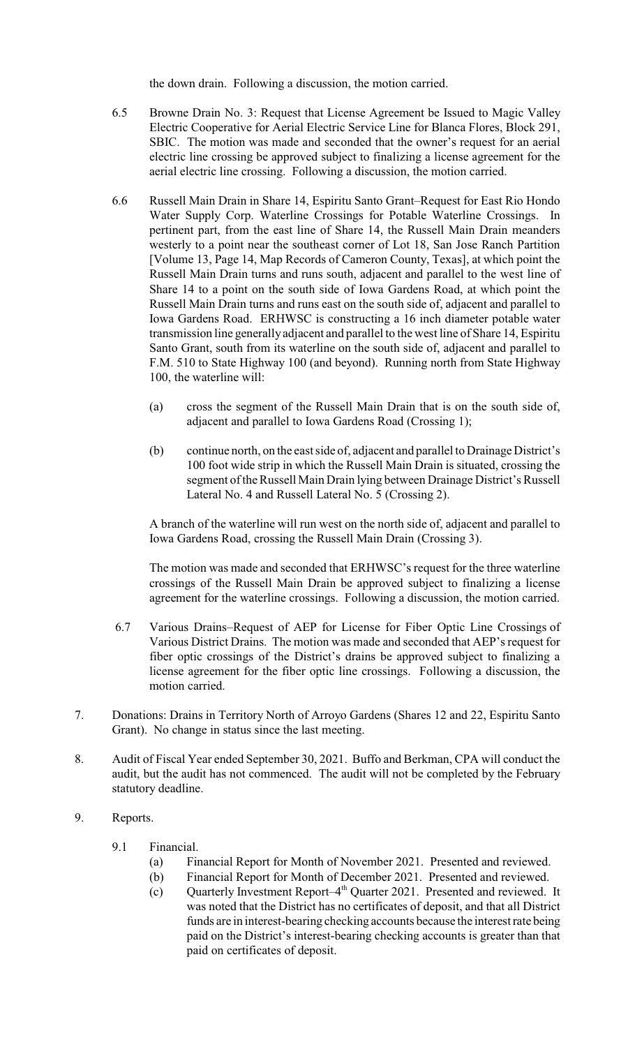the down drain. Following a discussion, the motion carried.

6.5 Browne Drain No. 3: Request that License Agreement be Issued to Magic Valley Electric Cooperative for Aerial Electric Service Line for Blanca Flores, Block 291, SBIC. The motion was made and seconded that the owner's request for an aerial electric line crossing be approved subject to finalizing a license agreement for the aerial electric line crossing. Following a discussion, the motion carried.

6.6 Russell Main Drain in Share 14, Espiritu Santo Grant–Request for East Rio Hondo Water Supply Corp. Waterline Crossings for Potable Waterline Crossings. In pertinent part, from the east line of Share 14, the Russell Main Drain meanders westerly to a point near the southeast corner of Lot 18, San Jose Ranch Partition [Volume 13, Page 14, Map Records of Cameron County, Texas], at which point the Russell Main Drain turns and runs south, adjacent and parallel to the west line of Share 14 to a point on the south side of Iowa Gardens Road, at which point the Russell Main Drain turns and runs east on the south side of, adjacent and parallel to Iowa Gardens Road. ERHWSC is constructing a 16 inch diameter potable water transmission line generally adjacent and parallel to the west line of Share 14, Espiritu Santo Grant, south from its waterline on the south side of, adjacent and parallel to F.M. 510 to State Highway 100 (and beyond). Running north from State Highway 100, the waterline will:

(a) cross the segment of the Russell Main Drain that is on the south side of, adjacent and parallel to Iowa Gardens Road (Crossing 1);

(b) continue north, on the east side of, adjacent and parallel to Drainage District's 100 foot wide strip in which the Russell Main Drain is situated, crossing the segment of the Russell Main Drain lying between Drainage District's Russell Lateral No. 4 and Russell Lateral No. 5 (Crossing 2).

A branch of the waterline will run west on the north side of, adjacent and parallel to Iowa Gardens Road, crossing the Russell Main Drain (Crossing 3).

The motion was made and seconded that ERHWSC's request for the three waterline crossings of the Russell Main Drain be approved subject to finalizing a license agreement for the waterline crossings. Following a discussion, the motion carried.

6.7 Various Drains–Request of AEP for License for Fiber Optic Line Crossings of Various District Drains. The motion was made and seconded that AEP's request for fiber optic crossings of the District's drains be approved subject to finalizing a license agreement for the fiber optic line crossings. Following a discussion, the motion carried.

7. Donations: Drains in Territory North of Arroyo Gardens (Shares 12 and 22, Espiritu Santo Grant). No change in status since the last meeting.

8. Audit of Fiscal Year ended September 30, 2021. Buffo and Berkman, CPA will conduct the audit, but the audit has not commenced. The audit will not be completed by the February statutory deadline.

9. Reports.

9.1 Financial.

(a) Financial Report for Month of November 2021. Presented and reviewed.

(b) Financial Report for Month of December 2021. Presented and reviewed.

(c) Quarterly Investment Report–4th Quarter 2021. Presented and reviewed. It was noted that the District has no certificates of deposit, and that all District funds are in interest-bearing checking accounts because the interest rate being paid on the District's interest-bearing checking accounts is greater than that paid on certificates of deposit.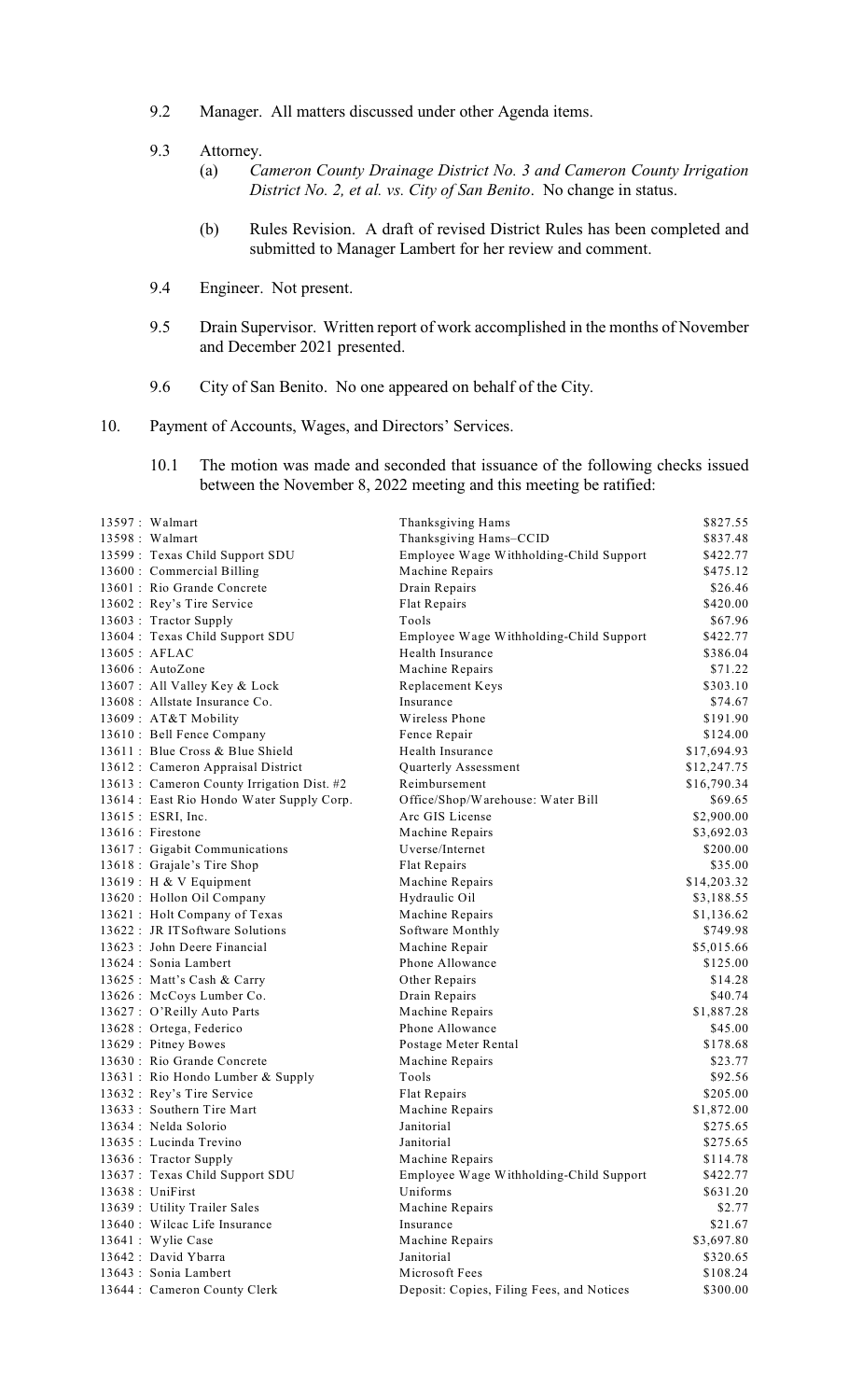9.2 Manager. All matters discussed under other Agenda items.

9.3 Attorney.

(a) *Cameron County Drainage District No. 3 and Cameron County Irrigation District No. 2, et al. vs. City of San Benito*. No change in status.

(b) Rules Revision. A draft of revised District Rules has been completed and submitted to Manager Lambert for her review and comment.

9.4 Engineer. Not present.

9.5 Drain Supervisor. Written report of work accomplished in the months of November and December 2021 presented.

9.6 City of San Benito. No one appeared on behalf of the City.

10. Payment of Accounts, Wages, and Directors' Services.

10.1 The motion was made and seconded that issuance of the following checks issued between the November 8, 2022 meeting and this meeting be ratified:

| | | |
|---|---|---|
| 13597 : Walmart | Thanksgiving Hams | \$827.55 |
| 13598 : Walmart | Thanksgiving Hams–CCID | \$837.48 |
| 13599 : Texas Child Support SDU | Employee Wage Withholding-Child Support | \$422.77 |
| 13600 : Commercial Billing | Machine Repairs | \$475.12 |
| 13601 : Rio Grande Concrete | Drain Repairs | \$26.46 |
| 13602 : Rey's Tire Service | Flat Repairs | \$420.00 |
| 13603 : Tractor Supply | Tools | \$67.96 |
| 13604 : Texas Child Support SDU | Employee Wage Withholding-Child Support | \$422.77 |
| 13605 : AFLAC | Health Insurance | \$386.04 |
| 13606 : AutoZone | Machine Repairs | \$71.22 |
| 13607 : All Valley Key & Lock | Replacement Keys | \$303.10 |
| 13608 : Allstate Insurance Co. | Insurance | \$74.67 |
| 13609 : AT&T Mobility | Wireless Phone | \$191.90 |
| 13610 : Bell Fence Company | Fence Repair | \$124.00 |
| 13611 : Blue Cross & Blue Shield | Health Insurance | \$17,694.93 |
| 13612 : Cameron Appraisal District | Quarterly Assessment | \$12,247.75 |
| 13613 : Cameron County Irrigation Dist. #2 | Reimbursement | \$16,790.34 |
| 13614 : East Rio Hondo Water Supply Corp. | Office/Shop/Warehouse: Water Bill | \$69.65 |
| 13615 : ESRI, Inc. | Arc GIS License | \$2,900.00 |
| 13616 : Firestone | Machine Repairs | \$3,692.03 |
| 13617 : Gigabit Communications | Uverse/Internet | \$200.00 |
| 13618 : Grajale's Tire Shop | Flat Repairs | \$35.00 |
| 13619 : H & V Equipment | Machine Repairs | \$14,203.32 |
| 13620 : Hollon Oil Company | Hydraulic Oil | \$3,188.55 |
| 13621 : Holt Company of Texas | Machine Repairs | \$1,136.62 |
| 13622 : JR ITSoftware Solutions | Software Monthly | \$749.98 |
| 13623 : John Deere Financial | Machine Repair | \$5,015.66 |
| 13624 : Sonia Lambert | Phone Allowance | \$125.00 |
| 13625 : Matt's Cash & Carry | Other Repairs | \$14.28 |
| 13626 : McCoys Lumber Co. | Drain Repairs | \$40.74 |
| 13627 : O'Reilly Auto Parts | Machine Repairs | \$1,887.28 |
| 13628 : Ortega, Federico | Phone Allowance | \$45.00 |
| 13629 : Pitney Bowes | Postage Meter Rental | \$178.68 |
| 13630 : Rio Grande Concrete | Machine Repairs | \$23.77 |
| 13631 : Rio Hondo Lumber & Supply | Tools | \$92.56 |
| 13632 : Rey's Tire Service | Flat Repairs | \$205.00 |
| 13633 : Southern Tire Mart | Machine Repairs | \$1,872.00 |
| 13634 : Nelda Solorio | Janitorial | \$275.65 |
| 13635 : Lucinda Trevino | Janitorial | \$275.65 |
| 13636 : Tractor Supply | Machine Repairs | \$114.78 |
| 13637 : Texas Child Support SDU | Employee Wage Withholding-Child Support | \$422.77 |
| 13638 : UniFirst | Uniforms | \$631.20 |
| 13639 : Utility Trailer Sales | Machine Repairs | \$2.77 |
| 13640 : Wilcac Life Insurance | Insurance | \$21.67 |
| 13641 : Wylie Case | Machine Repairs | \$3,697.80 |
| 13642 : David Ybarra | Janitorial | \$320.65 |
| 13643 : Sonia Lambert | Microsoft Fees | \$108.24 |
| 13644 : Cameron County Clerk | Deposit: Copies, Filing Fees, and Notices | \$300.00 |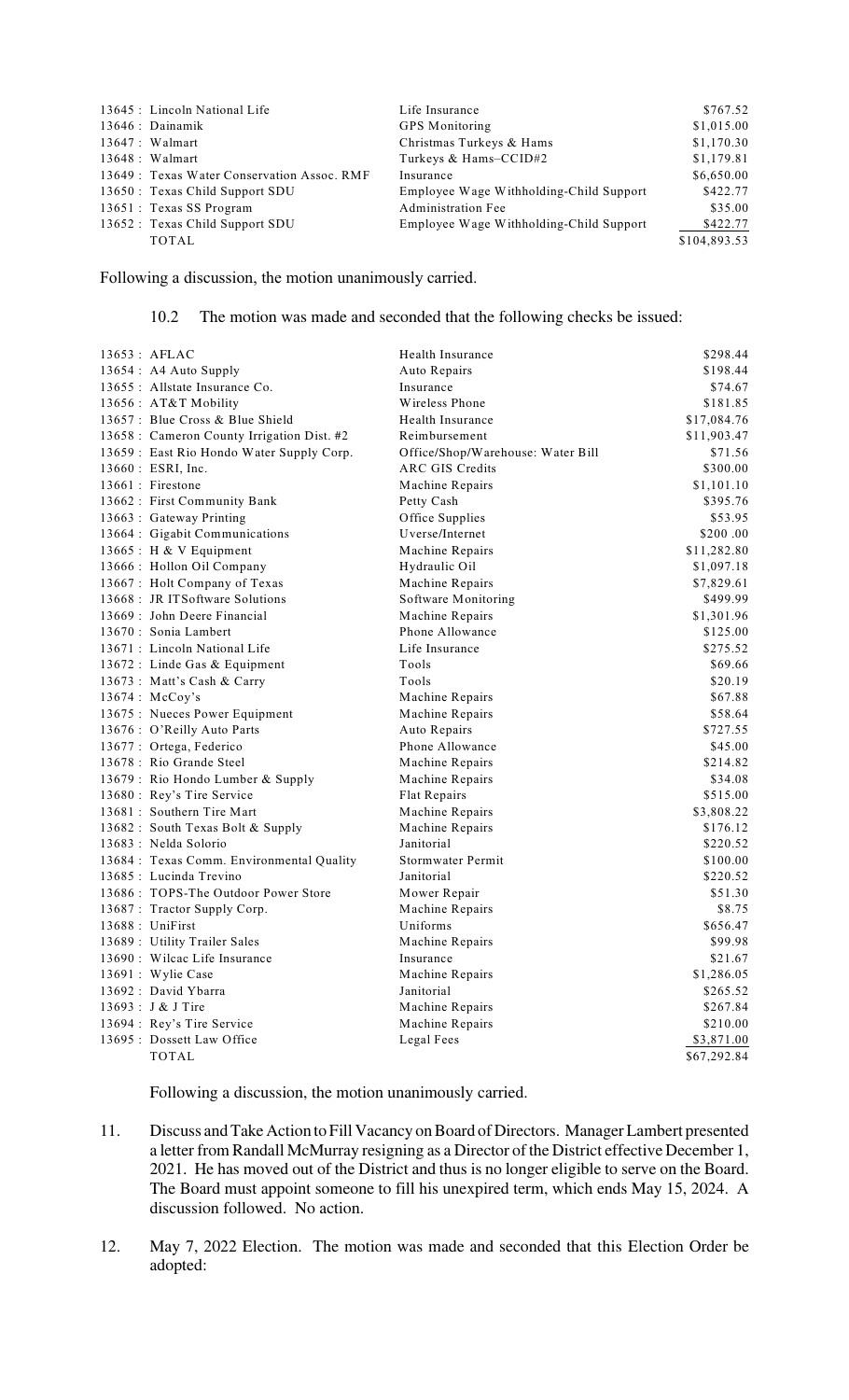| | | |
|---|---|---|
| 13645 : Lincoln National Life | Life Insurance | $767.52 |
| 13646 : Dainamik | GPS Monitoring | $1,015.00 |
| 13647 : Walmart | Christmas Turkeys & Hams | $1,170.30 |
| 13648 : Walmart | Turkeys & Hams–CCID#2 | $1,179.81 |
| 13649 : Texas Water Conservation Assoc. RMF | Insurance | $6,650.00 |
| 13650 : Texas Child Support SDU | Employee Wage Withholding-Child Support | $422.77 |
| 13651 : Texas SS Program | Administration Fee | $35.00 |
| 13652 : Texas Child Support SDU | Employee Wage Withholding-Child Support | $422.77 |
| TOTAL | | $104,893.53 |

Following a discussion, the motion unanimously carried.

10.2 The motion was made and seconded that the following checks be issued:

| | | |
|---|---|---|
| 13653 : AFLAC | Health Insurance | $298.44 |
| 13654 : A4 Auto Supply | Auto Repairs | $198.44 |
| 13655 : Allstate Insurance Co. | Insurance | $74.67 |
| 13656 : AT&T Mobility | Wireless Phone | $181.85 |
| 13657 : Blue Cross & Blue Shield | Health Insurance | $17,084.76 |
| 13658 : Cameron County Irrigation Dist. #2 | Reimbursement | $11,903.47 |
| 13659 : East Rio Hondo Water Supply Corp. | Office/Shop/Warehouse: Water Bill | $71.56 |
| 13660 : ESRI, Inc. | ARC GIS Credits | $300.00 |
| 13661 : Firestone | Machine Repairs | $1,101.10 |
| 13662 : First Community Bank | Petty Cash | $395.76 |
| 13663 : Gateway Printing | Office Supplies | $53.95 |
| 13664 : Gigabit Communications | Uverse/Internet | $200 .00 |
| 13665 : H & V Equipment | Machine Repairs | $11,282.80 |
| 13666 : Hollon Oil Company | Hydraulic Oil | $1,097.18 |
| 13667 : Holt Company of Texas | Machine Repairs | $7,829.61 |
| 13668 : JR ITSoftware Solutions | Software Monitoring | $499.99 |
| 13669 : John Deere Financial | Machine Repairs | $1,301.96 |
| 13670 : Sonia Lambert | Phone Allowance | $125.00 |
| 13671 : Lincoln National Life | Life Insurance | $275.52 |
| 13672 : Linde Gas & Equipment | Tools | $69.66 |
| 13673 : Matt's Cash & Carry | Tools | $20.19 |
| 13674 : McCoy's | Machine Repairs | $67.88 |
| 13675 : Nueces Power Equipment | Machine Repairs | $58.64 |
| 13676 : O'Reilly Auto Parts | Auto Repairs | $727.55 |
| 13677 : Ortega, Federico | Phone Allowance | $45.00 |
| 13678 : Rio Grande Steel | Machine Repairs | $214.82 |
| 13679 : Rio Hondo Lumber & Supply | Machine Repairs | $34.08 |
| 13680 : Rey's Tire Service | Flat Repairs | $515.00 |
| 13681 : Southern Tire Mart | Machine Repairs | $3,808.22 |
| 13682 : South Texas Bolt & Supply | Machine Repairs | $176.12 |
| 13683 : Nelda Solorio | Janitorial | $220.52 |
| 13684 : Texas Comm. Environmental Quality | Stormwater Permit | $100.00 |
| 13685 : Lucinda Trevino | Janitorial | $220.52 |
| 13686 : TOPS-The Outdoor Power Store | Mower Repair | $51.30 |
| 13687 : Tractor Supply Corp. | Machine Repairs | $8.75 |
| 13688 : UniFirst | Uniforms | $656.47 |
| 13689 : Utility Trailer Sales | Machine Repairs | $99.98 |
| 13690 : Wilcac Life Insurance | Insurance | $21.67 |
| 13691 : Wylie Case | Machine Repairs | $1,286.05 |
| 13692 : David Ybarra | Janitorial | $265.52 |
| 13693 : J & J Tire | Machine Repairs | $267.84 |
| 13694 : Rey's Tire Service | Machine Repairs | $210.00 |
| 13695 : Dossett Law Office | Legal Fees | $3,871.00 |
| TOTAL | | $67,292.84 |

Following a discussion, the motion unanimously carried.

11. Discuss and Take Action to Fill Vacancy on Board of Directors. Manager Lambert presented a letter from Randall McMurray resigning as a Director of the District effective December 1, 2021. He has moved out of the District and thus is no longer eligible to serve on the Board. The Board must appoint someone to fill his unexpired term, which ends May 15, 2024. A discussion followed. No action.

12. May 7, 2022 Election. The motion was made and seconded that this Election Order be adopted: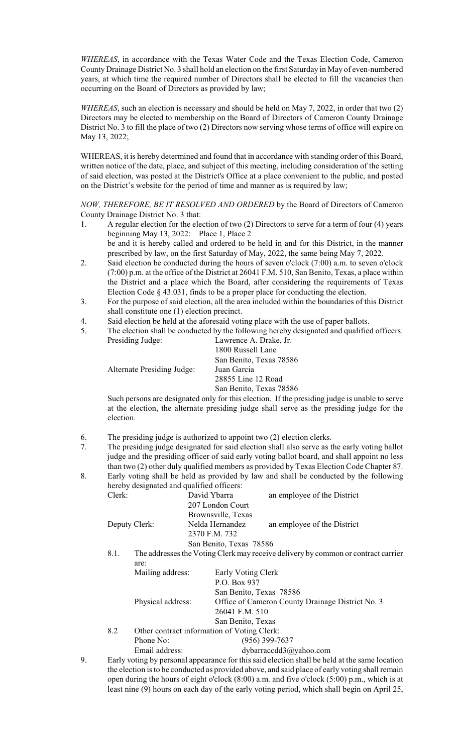*WHEREAS*, in accordance with the Texas Water Code and the Texas Election Code, Cameron County Drainage District No. 3 shall hold an election on the first Saturday in May of even-numbered years, at which time the required number of Directors shall be elected to fill the vacancies then occurring on the Board of Directors as provided by law;

*WHEREAS*, such an election is necessary and should be held on May 7, 2022, in order that two (2) Directors may be elected to membership on the Board of Directors of Cameron County Drainage District No. 3 to fill the place of two (2) Directors now serving whose terms of office will expire on May 13, 2022;

WHEREAS, it is hereby determined and found that in accordance with standing order of this Board, written notice of the date, place, and subject of this meeting, including consideration of the setting of said election, was posted at the District's Office at a place convenient to the public, and posted on the District's website for the period of time and manner as is required by law;

*NOW, THEREFORE, BE IT RESOLVED AND ORDERED* by the Board of Directors of Cameron County Drainage District No. 3 that:

1. A regular election for the election of two (2) Directors to serve for a term of four (4) years beginning May 13, 2022: Place 1, Place 2

   be and it is hereby called and ordered to be held in and for this District, in the manner prescribed by law, on the first Saturday of May, 2022, the same being May 7, 2022.
2. Said election be conducted during the hours of seven o'clock (7:00) a.m. to seven o'clock (7:00) p.m. at the office of the District at 26041 F.M. 510, San Benito, Texas, a place within the District and a place which the Board, after considering the requirements of Texas Election Code § 43.031, finds to be a proper place for conducting the election.
3. For the purpose of said election, all the area included within the boundaries of this District shall constitute one (1) election precinct.
4. Said election be held at the aforesaid voting place with the use of paper ballots.
5. The election shall be conducted by the following hereby designated and qualified officers:

   Presiding Judge: Lawrence A. Drake, Jr.
   1800 Russell Lane
   San Benito, Texas 78586

   Alternate Presiding Judge: Juan Garcia
   28855 Line 12 Road
   San Benito, Texas 78586

   Such persons are designated only for this election. If the presiding judge is unable to serve at the election, the alternate presiding judge shall serve as the presiding judge for the election.

6. The presiding judge is authorized to appoint two (2) election clerks.
7. The presiding judge designated for said election shall also serve as the early voting ballot judge and the presiding officer of said early voting ballot board, and shall appoint no less than two (2) other duly qualified members as provided by Texas Election Code Chapter 87.
8. Early voting shall be held as provided by law and shall be conducted by the following hereby designated and qualified officers:

   Clerk: David Ybarra — an employee of the District
   207 London Court
   Brownsville, Texas

   Deputy Clerk: Nelda Hernandez — an employee of the District
   2370 F.M. 732
   San Benito, Texas 78586

   8.1. The addresses the Voting Clerk may receive delivery by common or contract carrier are:

   Mailing address: Early Voting Clerk
   P.O. Box 937
   San Benito, Texas 78586

   Physical address: Office of Cameron County Drainage District No. 3
   26041 F.M. 510
   San Benito, Texas

   8.2 Other contract information of Voting Clerk:

   Phone No: (956) 399-7637
   Email address: dybarraccdd3@yahoo.com

9. Early voting by personal appearance for this said election shall be held at the same location the election is to be conducted as provided above, and said place of early voting shall remain open during the hours of eight o'clock (8:00) a.m. and five o'clock (5:00) p.m., which is at least nine (9) hours on each day of the early voting period, which shall begin on April 25,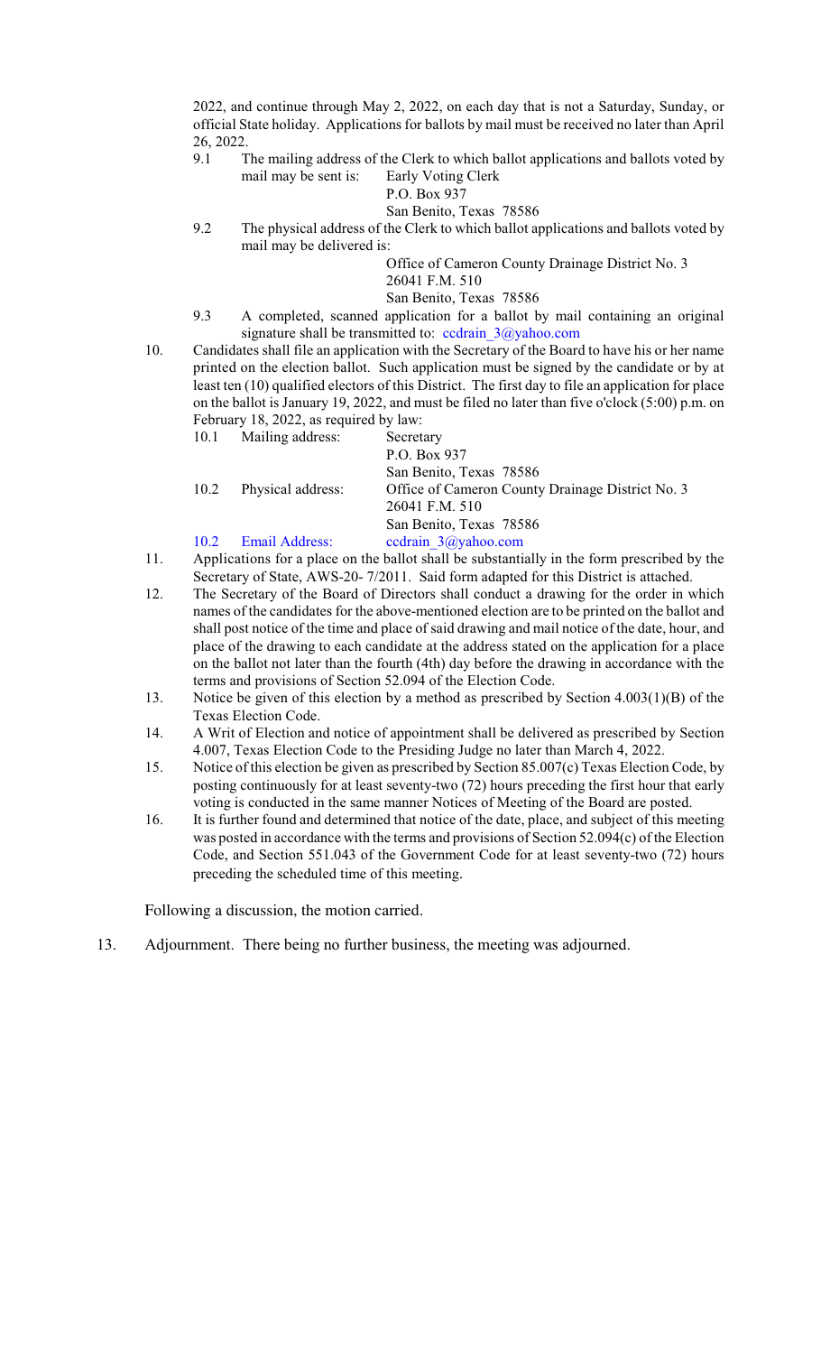2022, and continue through May 2, 2022, on each day that is not a Saturday, Sunday, or official State holiday. Applications for ballots by mail must be received no later than April 26, 2022.

9.1 The mailing address of the Clerk to which ballot applications and ballots voted by mail may be sent is: Early Voting Clerk
P.O. Box 937
San Benito, Texas 78586

9.2 The physical address of the Clerk to which ballot applications and ballots voted by mail may be delivered is:
Office of Cameron County Drainage District No. 3
26041 F.M. 510
San Benito, Texas 78586

9.3 A completed, scanned application for a ballot by mail containing an original signature shall be transmitted to: ccdrain_3@yahoo.com

10. Candidates shall file an application with the Secretary of the Board to have his or her name printed on the election ballot. Such application must be signed by the candidate or by at least ten (10) qualified electors of this District. The first day to file an application for place on the ballot is January 19, 2022, and must be filed no later than five o'clock (5:00) p.m. on February 18, 2022, as required by law:

| | | |
|---|---|---|
| 10.1 | Mailing address: | Secretary<br>P.O. Box 937<br>San Benito, Texas 78586 |
| 10.2 | Physical address: | Office of Cameron County Drainage District No. 3<br>26041 F.M. 510<br>San Benito, Texas 78586 |
| 10.2 | Email Address: | ccdrain_3@yahoo.com |

11. Applications for a place on the ballot shall be substantially in the form prescribed by the Secretary of State, AWS-20- 7/2011. Said form adapted for this District is attached.

12. The Secretary of the Board of Directors shall conduct a drawing for the order in which names of the candidates for the above-mentioned election are to be printed on the ballot and shall post notice of the time and place of said drawing and mail notice of the date, hour, and place of the drawing to each candidate at the address stated on the application for a place on the ballot not later than the fourth (4th) day before the drawing in accordance with the terms and provisions of Section 52.094 of the Election Code.

13. Notice be given of this election by a method as prescribed by Section 4.003(1)(B) of the Texas Election Code.

14. A Writ of Election and notice of appointment shall be delivered as prescribed by Section 4.007, Texas Election Code to the Presiding Judge no later than March 4, 2022.

15. Notice of this election be given as prescribed by Section 85.007(c) Texas Election Code, by posting continuously for at least seventy-two (72) hours preceding the first hour that early voting is conducted in the same manner Notices of Meeting of the Board are posted.

16. It is further found and determined that notice of the date, place, and subject of this meeting was posted in accordance with the terms and provisions of Section 52.094(c) of the Election Code, and Section 551.043 of the Government Code for at least seventy-two (72) hours preceding the scheduled time of this meeting.

Following a discussion, the motion carried.

13. Adjournment. There being no further business, the meeting was adjourned.